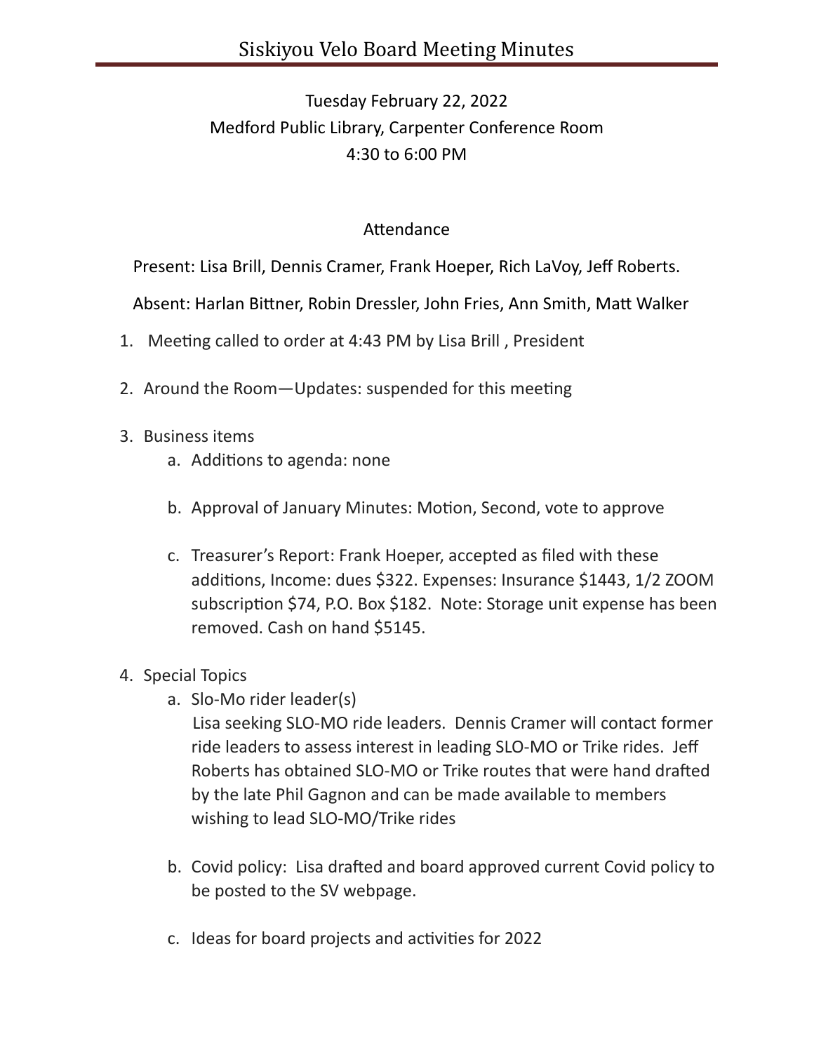# Siskiyou Velo Board Meeting Minutes

Tuesday February 22, 2022
Medford Public Library, Carpenter Conference Room
4:30 to 6:00 PM

Attendance

Present: Lisa Brill, Dennis Cramer, Frank Hoeper, Rich LaVoy, Jeff Roberts.

Absent: Harlan Bittner, Robin Dressler, John Fries, Ann Smith, Matt Walker

1. Meeting called to order at 4:43 PM by Lisa Brill , President

2. Around the Room—Updates: suspended for this meeting

3. Business items
   a. Additions to agenda: none

   b. Approval of January Minutes: Motion, Second, vote to approve

   c. Treasurer's Report: Frank Hoeper, accepted as filed with these additions, Income: dues $322. Expenses: Insurance $1443, 1/2 ZOOM subscription $74, P.O. Box $182. Note: Storage unit expense has been removed. Cash on hand $5145.

4. Special Topics
   a. Slo-Mo rider leader(s)
      Lisa seeking SLO-MO ride leaders. Dennis Cramer will contact former ride leaders to assess interest in leading SLO-MO or Trike rides. Jeff Roberts has obtained SLO-MO or Trike routes that were hand drafted by the late Phil Gagnon and can be made available to members wishing to lead SLO-MO/Trike rides

   b. Covid policy: Lisa drafted and board approved current Covid policy to be posted to the SV webpage.

   c. Ideas for board projects and activities for 2022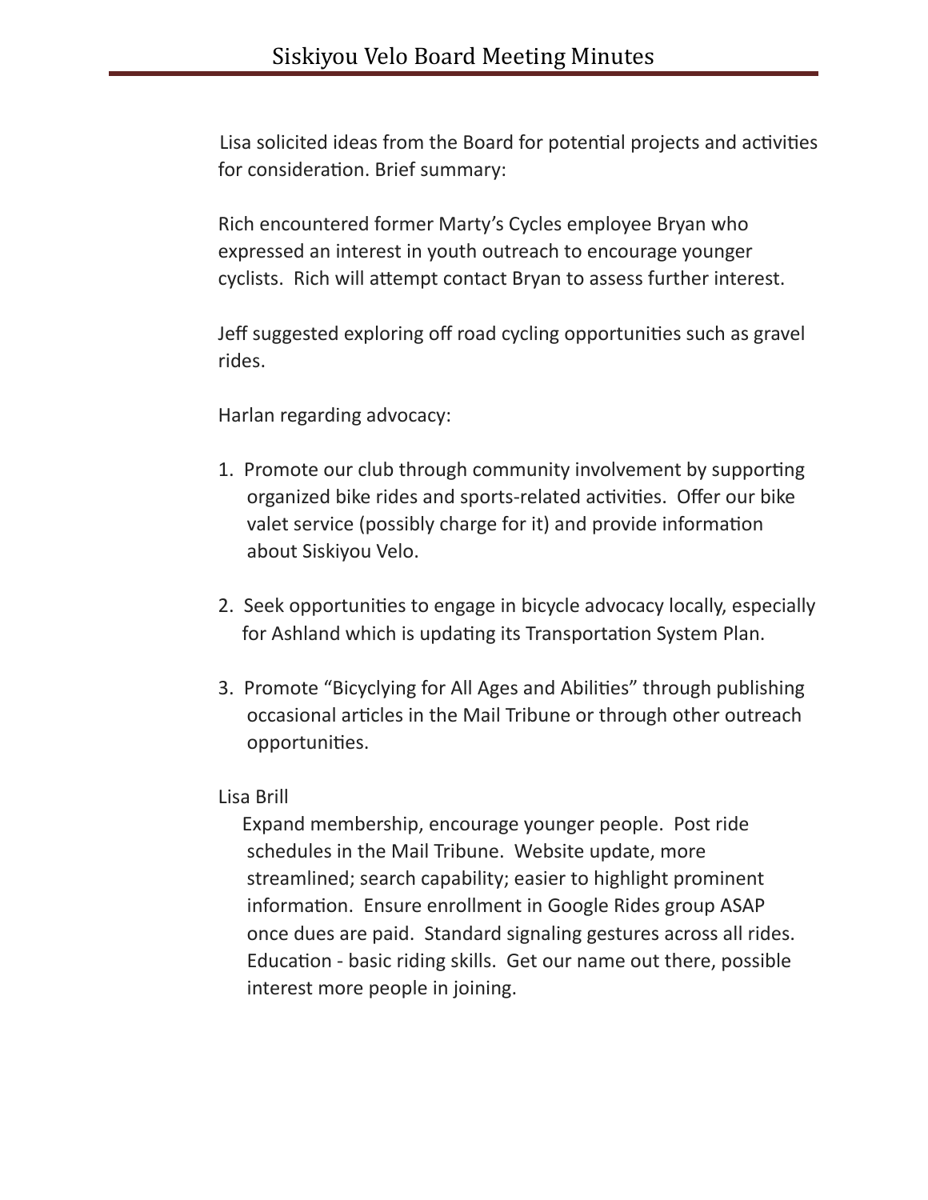Lisa solicited ideas from the Board for potential projects and activities for consideration. Brief summary:

Rich encountered former Marty's Cycles employee Bryan who expressed an interest in youth outreach to encourage younger cyclists. Rich will attempt contact Bryan to assess further interest.

Jeff suggested exploring off road cycling opportunities such as gravel rides.

Harlan regarding advocacy:

1. Promote our club through community involvement by supporting organized bike rides and sports-related activities. Offer our bike valet service (possibly charge for it) and provide information about Siskiyou Velo.

2. Seek opportunities to engage in bicycle advocacy locally, especially for Ashland which is updating its Transportation System Plan.

3. Promote "Bicyclying for All Ages and Abilities" through publishing occasional articles in the Mail Tribune or through other outreach opportunities.

Lisa Brill

Expand membership, encourage younger people. Post ride schedules in the Mail Tribune. Website update, more streamlined; search capability; easier to highlight prominent information. Ensure enrollment in Google Rides group ASAP once dues are paid. Standard signaling gestures across all rides. Education - basic riding skills. Get our name out there, possible interest more people in joining.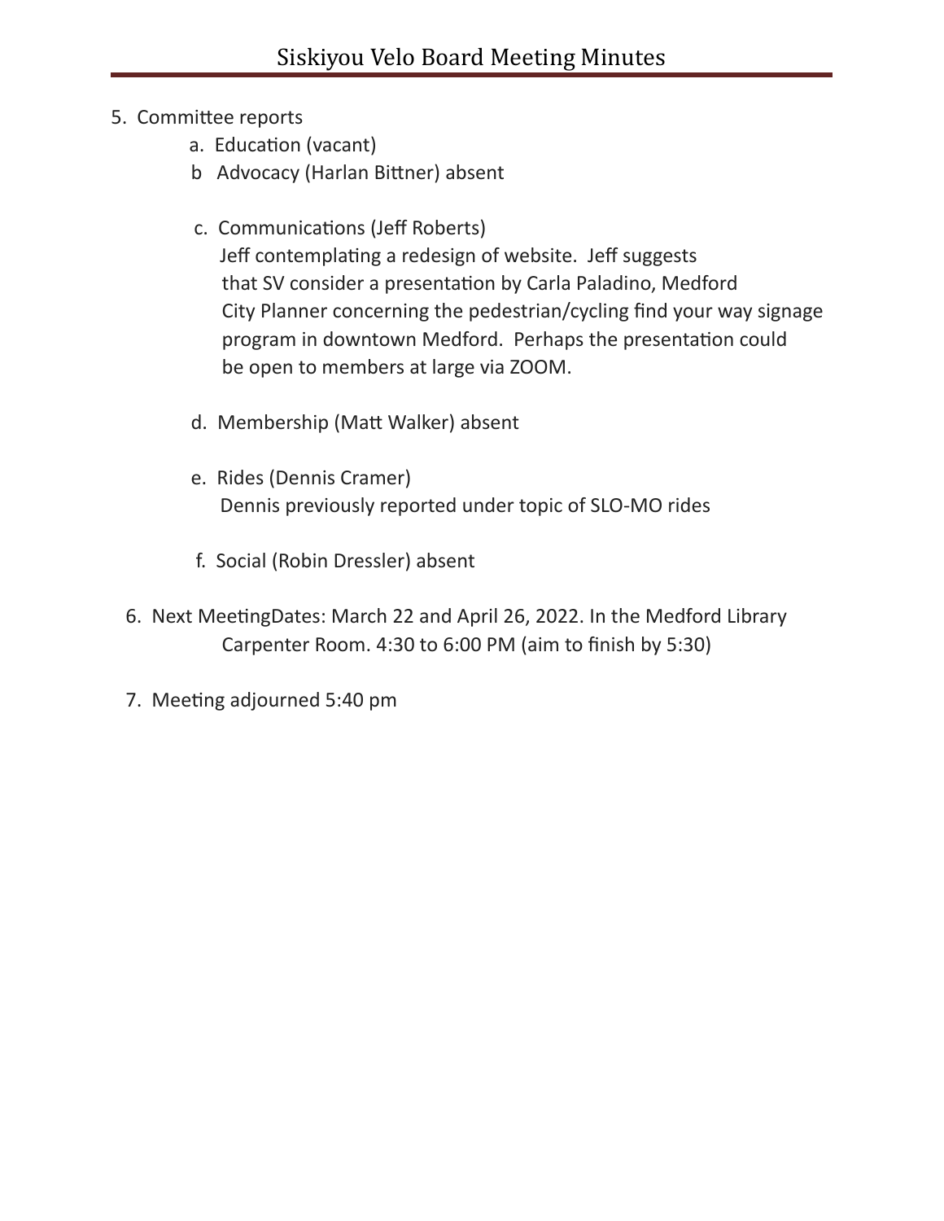5. Committee reports
   a. Education (vacant)
   b Advocacy (Harlan Bittner) absent

   c. Communications (Jeff Roberts)
      Jeff contemplating a redesign of website. Jeff suggests that SV consider a presentation by Carla Paladino, Medford City Planner concerning the pedestrian/cycling find your way signage program in downtown Medford. Perhaps the presentation could be open to members at large via ZOOM.

   d. Membership (Matt Walker) absent

   e. Rides (Dennis Cramer)
      Dennis previously reported under topic of SLO-MO rides

   f. Social (Robin Dressler) absent

6. Next MeetingDates: March 22 and April 26, 2022. In the Medford Library Carpenter Room. 4:30 to 6:00 PM (aim to finish by 5:30)

7. Meeting adjourned 5:40 pm